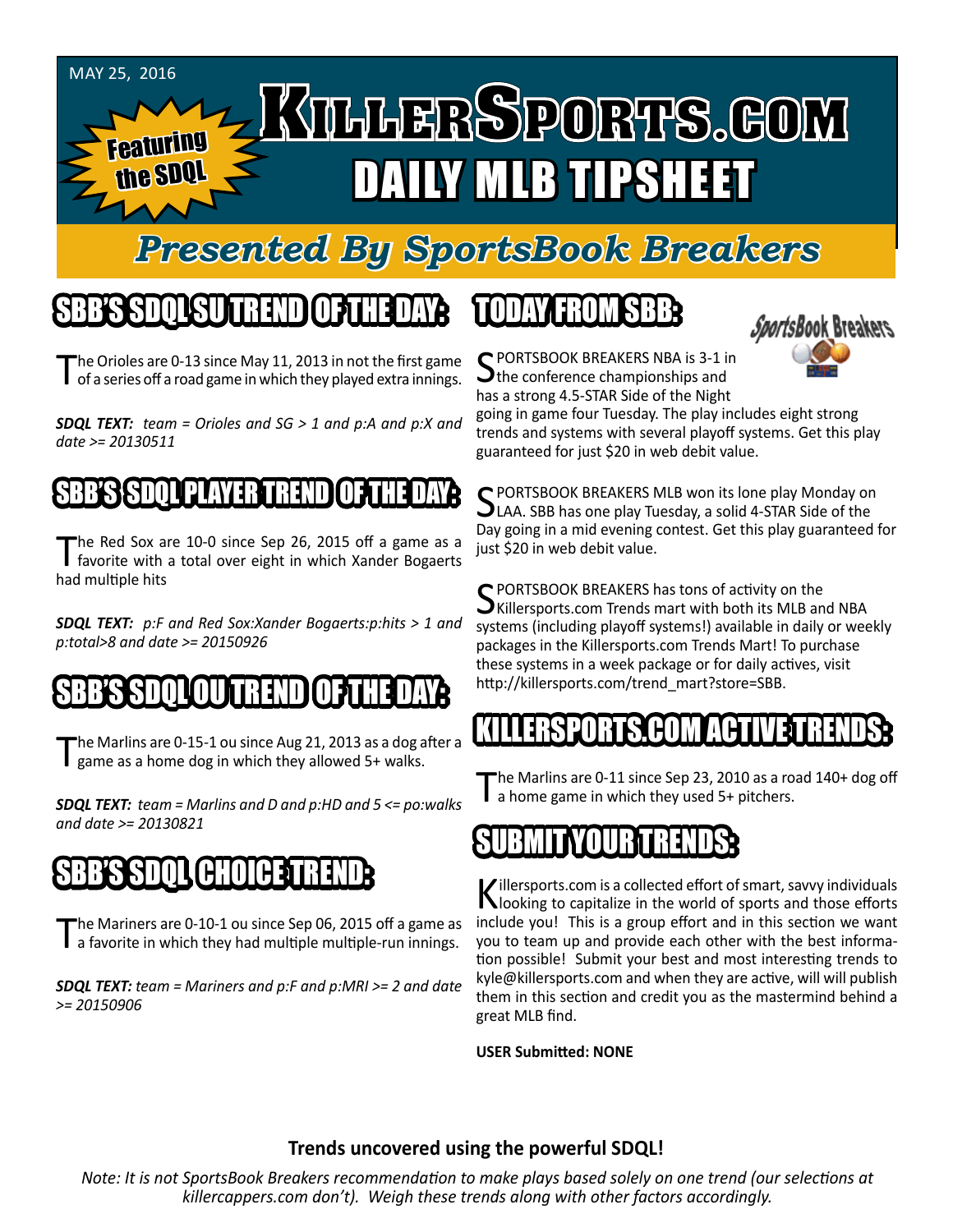MAY 25, 2016

Featuring the SDQL

# KillerSports.com DAILY MLB TIPSHEET

## Presented By SportsBook Breakers

## SBB'S SDQL SU TREND OF THE DAY:

The Orioles are 0-13 since May 11, 2013 in not the first game of a series off a road game in which they played extra innings.

***SDQL TEXT:*** *team = Orioles and SG > 1 and p:A and p:X and date >= 20130511*

## SBB'S SDQL PLAYER TREND OF THE DAY:

The Red Sox are 10-0 since Sep 26, 2015 off a game as a favorite with a total over eight in which Xander Bogaerts had multiple hits

***SDQL TEXT:*** *p:F and Red Sox:Xander Bogaerts:p:hits > 1 and p:total>8 and date >= 20150926*

## SBB'S SDQL OU TREND OF THE DAY:

The Marlins are 0-15-1 ou since Aug 21, 2013 as a dog after a game as a home dog in which they allowed 5+ walks.

***SDQL TEXT:*** *team = Marlins and D and p:HD and 5 <= po:walks and date >= 20130821*

## SBB'S SDQL CHOICE TREND:

The Mariners are 0-10-1 ou since Sep 06, 2015 off a game as a favorite in which they had multiple multiple-run innings.

***SDQL TEXT:*** *team = Mariners and p:F and p:MRI >= 2 and date >= 20150906*

## TODAY FROM SBB:

SPORTSBOOK BREAKERS NBA is 3-1 in the conference championships and has a strong 4.5-STAR Side of the Night going in game four Tuesday. The play includes eight strong trends and systems with several playoff systems. Get this play guaranteed for just $20 in web debit value.

SPORTSBOOK BREAKERS MLB won its lone play Monday on LAA. SBB has one play Tuesday, a solid 4-STAR Side of the Day going in a mid evening contest. Get this play guaranteed for just $20 in web debit value.

SPORTSBOOK BREAKERS has tons of activity on the Killersports.com Trends mart with both its MLB and NBA systems (including playoff systems!) available in daily or weekly packages in the Killersports.com Trends Mart! To purchase these systems in a week package or for daily actives, visit http://killersports.com/trend_mart?store=SBB.

## KILLERSPORTS.COM ACTIVE TRENDS:

The Marlins are 0-11 since Sep 23, 2010 as a road 140+ dog off a home game in which they used 5+ pitchers.

## SUBMIT YOUR TRENDS:

Killersports.com is a collected effort of smart, savvy individuals looking to capitalize in the world of sports and those efforts include you! This is a group effort and in this section we want you to team up and provide each other with the best information possible! Submit your best and most interesting trends to kyle@killersports.com and when they are active, will will publish them in this section and credit you as the mastermind behind a great MLB find.

**USER Submitted: NONE**

**Trends uncovered using the powerful SDQL!**

*Note: It is not SportsBook Breakers recommendation to make plays based solely on one trend (our selections at killercappers.com don't). Weigh these trends along with other factors accordingly.*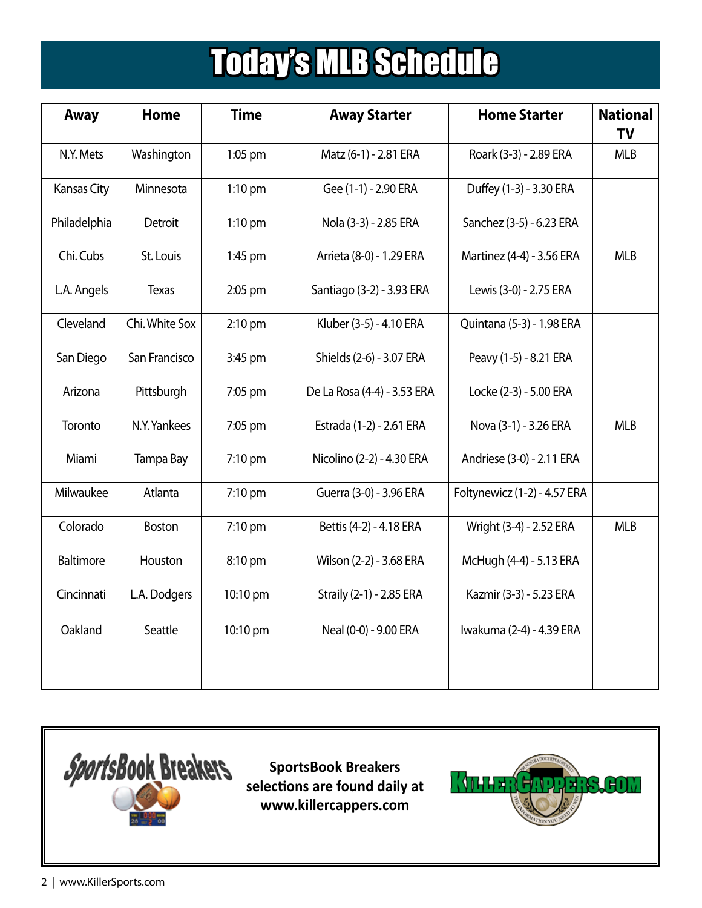# Today's MLB Schedule

| Away | Home | Time | Away Starter | Home Starter | National TV |
|---|---|---|---|---|---|
| N.Y. Mets | Washington | 1:05 pm | Matz (6-1) - 2.81 ERA | Roark (3-3) - 2.89 ERA | MLB |
| Kansas City | Minnesota | 1:10 pm | Gee (1-1) - 2.90 ERA | Duffey (1-3) - 3.30 ERA | |
| Philadelphia | Detroit | 1:10 pm | Nola (3-3) - 2.85 ERA | Sanchez (3-5) - 6.23 ERA | |
| Chi. Cubs | St. Louis | 1:45 pm | Arrieta (8-0) - 1.29 ERA | Martinez (4-4) - 3.56 ERA | MLB |
| L.A. Angels | Texas | 2:05 pm | Santiago (3-2) - 3.93 ERA | Lewis (3-0) - 2.75 ERA | |
| Cleveland | Chi. White Sox | 2:10 pm | Kluber (3-5) - 4.10 ERA | Quintana (5-3) - 1.98 ERA | |
| San Diego | San Francisco | 3:45 pm | Shields (2-6) - 3.07 ERA | Peavy (1-5) - 8.21 ERA | |
| Arizona | Pittsburgh | 7:05 pm | De La Rosa (4-4) - 3.53 ERA | Locke (2-3) - 5.00 ERA | |
| Toronto | N.Y. Yankees | 7:05 pm | Estrada (1-2) - 2.61 ERA | Nova (3-1) - 3.26 ERA | MLB |
| Miami | Tampa Bay | 7:10 pm | Nicolino (2-2) - 4.30 ERA | Andriese (3-0) - 2.11 ERA | |
| Milwaukee | Atlanta | 7:10 pm | Guerra (3-0) - 3.96 ERA | Foltynewicz (1-2) - 4.57 ERA | |
| Colorado | Boston | 7:10 pm | Bettis (4-2) - 4.18 ERA | Wright (3-4) - 2.52 ERA | MLB |
| Baltimore | Houston | 8:10 pm | Wilson (2-2) - 3.68 ERA | McHugh (4-4) - 5.13 ERA | |
| Cincinnati | L.A. Dodgers | 10:10 pm | Straily (2-1) - 2.85 ERA | Kazmir (3-3) - 5.23 ERA | |
| Oakland | Seattle | 10:10 pm | Neal (0-0) - 9.00 ERA | Iwakuma (2-4) - 4.39 ERA | |
| | | | | | |

SportsBook Breakers

**SportsBook Breakers selections are found daily at www.killercappers.com**

KILLERCAPPERS.COM

www.KillerSports.com